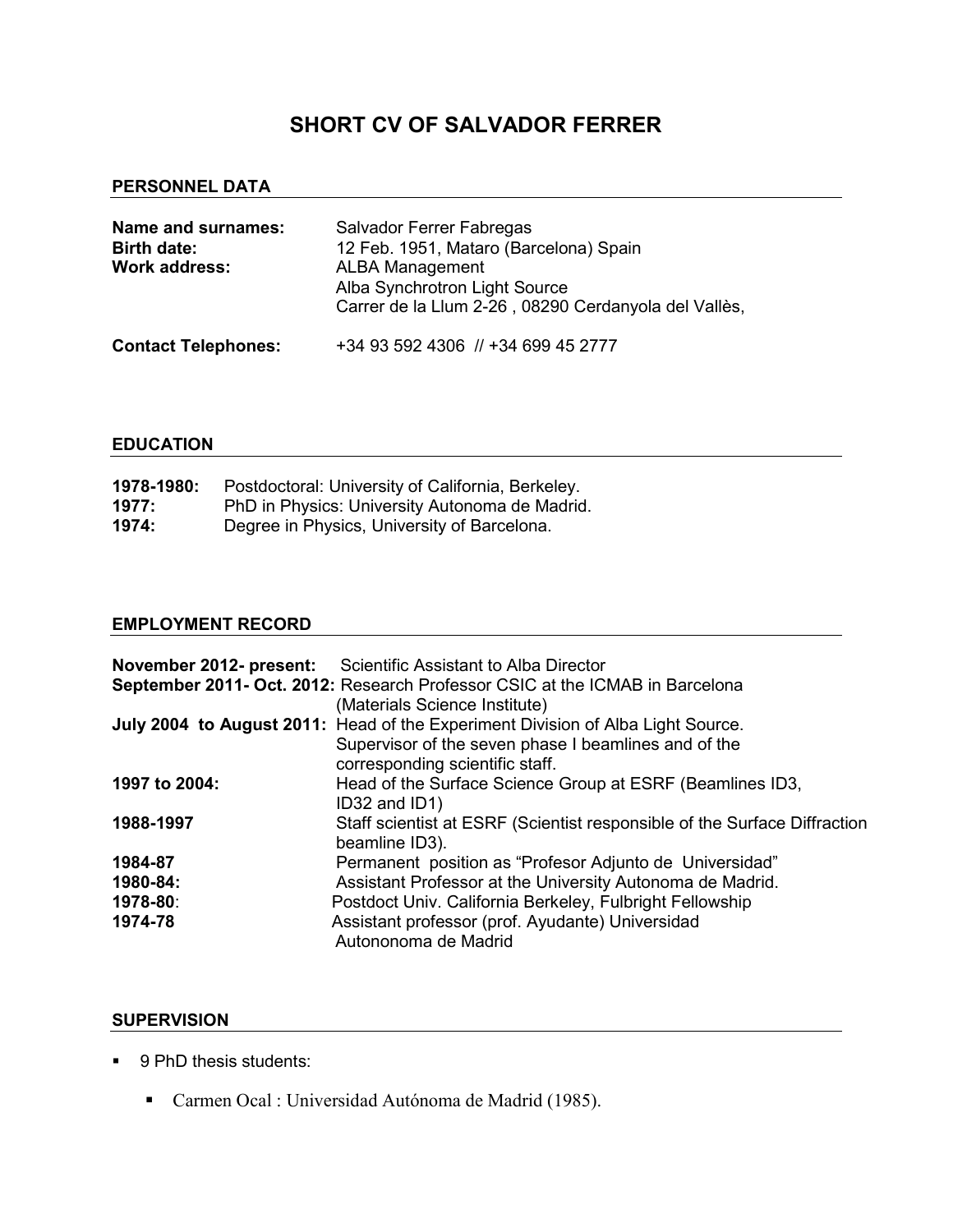# SHORT CV OF SALVADOR FERRER

## PERSONNEL DATA

**Name and surnames:** Salvador Ferrer Fabregas
**Birth date:** 12 Feb. 1951, Mataro (Barcelona) Spain
**Work address:** ALBA Management
Alba Synchrotron Light Source
Carrer de la Llum 2-26 , 08290 Cerdanyola del Vallès,

**Contact Telephones:** +34 93 592 4306 // +34 699 45 2777

## EDUCATION

**1978-1980:** Postdoctoral: University of California, Berkeley.
**1977:** PhD in Physics: University Autonoma de Madrid.
**1974:** Degree in Physics, University of Barcelona.

## EMPLOYMENT RECORD

**November 2012- present:** Scientific Assistant to Alba Director
**September 2011- Oct. 2012:** Research Professor CSIC at the ICMAB in Barcelona (Materials Science Institute)
**July 2004 to August 2011:** Head of the Experiment Division of Alba Light Source. Supervisor of the seven phase I beamlines and of the corresponding scientific staff.
**1997 to 2004:** Head of the Surface Science Group at ESRF (Beamlines ID3, ID32 and ID1)
**1988-1997** Staff scientist at ESRF (Scientist responsible of the Surface Diffraction beamline ID3).
**1984-87** Permanent position as "Profesor Adjunto de Universidad"
**1980-84:** Assistant Professor at the University Autonoma de Madrid.
**1978-80**: Postdoct Univ. California Berkeley, Fulbright Fellowship
**1974-78** Assistant professor (prof. Ayudante) Universidad Autononoma de Madrid

## SUPERVISION

- 9 PhD thesis students:
  - Carmen Ocal : Universidad Autónoma de Madrid (1985).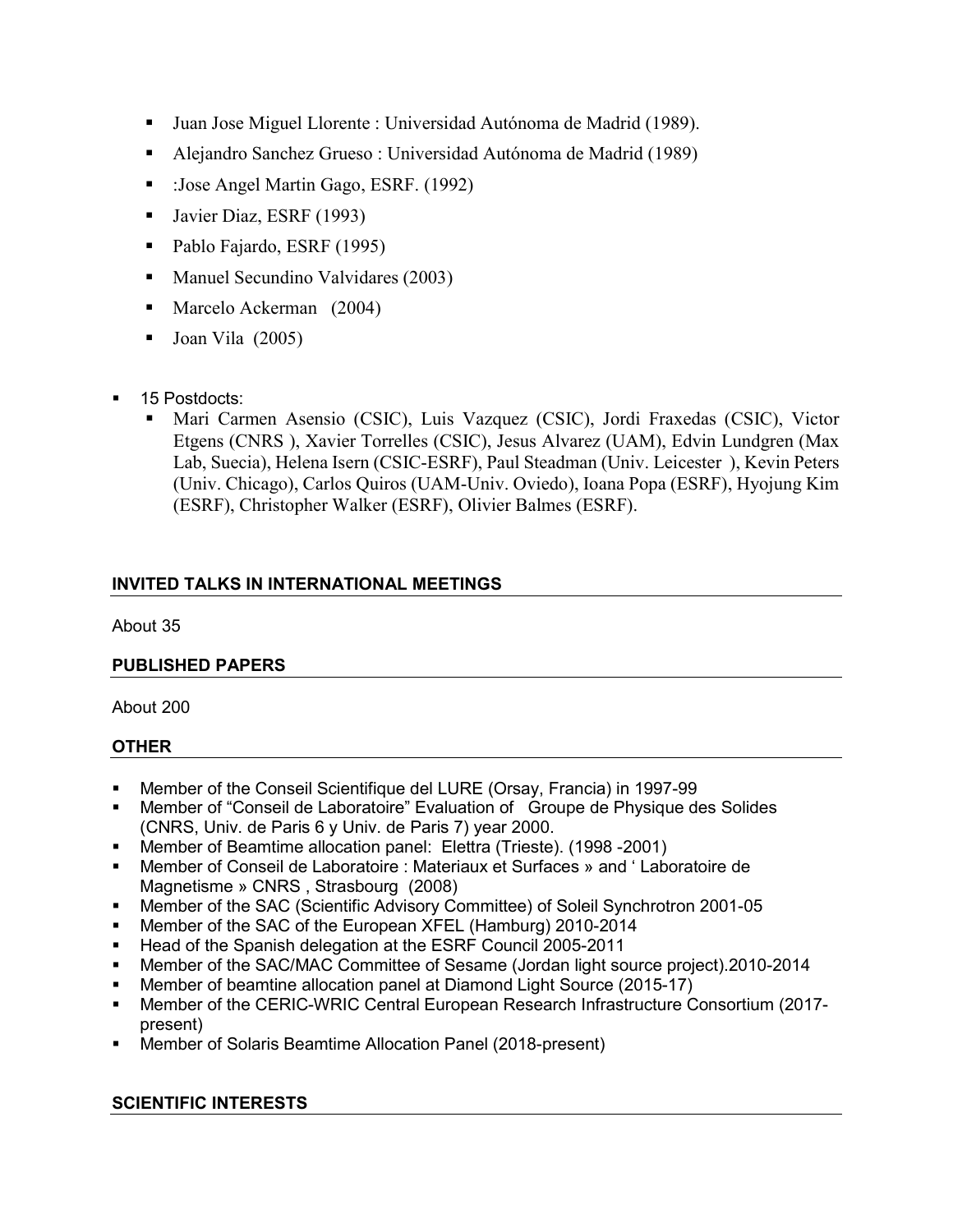- Juan Jose Miguel Llorente : Universidad Autónoma de Madrid (1989).
- Alejandro Sanchez Grueso : Universidad Autónoma de Madrid (1989)
- :Jose Angel Martin Gago, ESRF. (1992)
- Javier Diaz, ESRF (1993)
- Pablo Fajardo, ESRF (1995)
- Manuel Secundino Valvidares (2003)
- Marcelo Ackerman (2004)
- Joan Vila (2005)

- 15 Postdocts:
  - Mari Carmen Asensio (CSIC), Luis Vazquez (CSIC), Jordi Fraxedas (CSIC), Victor Etgens (CNRS ), Xavier Torrelles (CSIC), Jesus Alvarez (UAM), Edvin Lundgren (Max Lab, Suecia), Helena Isern (CSIC-ESRF), Paul Steadman (Univ. Leicester ), Kevin Peters (Univ. Chicago), Carlos Quiros (UAM-Univ. Oviedo), Ioana Popa (ESRF), Hyojung Kim (ESRF), Christopher Walker (ESRF), Olivier Balmes (ESRF).

## INVITED TALKS IN INTERNATIONAL MEETINGS

About 35

## PUBLISHED PAPERS

About 200

## OTHER

- Member of the Conseil Scientifique del LURE (Orsay, Francia) in 1997-99
- Member of "Conseil de Laboratoire" Evaluation of Groupe de Physique des Solides (CNRS, Univ. de Paris 6 y Univ. de Paris 7) year 2000.
- Member of Beamtime allocation panel: Elettra (Trieste). (1998 -2001)
- Member of Conseil de Laboratoire : Materiaux et Surfaces » and ' Laboratoire de Magnetisme » CNRS , Strasbourg (2008)
- Member of the SAC (Scientific Advisory Committee) of Soleil Synchrotron 2001-05
- Member of the SAC of the European XFEL (Hamburg) 2010-2014
- Head of the Spanish delegation at the ESRF Council 2005-2011
- Member of the SAC/MAC Committee of Sesame (Jordan light source project).2010-2014
- Member of beamtine allocation panel at Diamond Light Source (2015-17)
- Member of the CERIC-WRIC Central European Research Infrastructure Consortium (2017-present)
- Member of Solaris Beamtime Allocation Panel (2018-present)

## SCIENTIFIC INTERESTS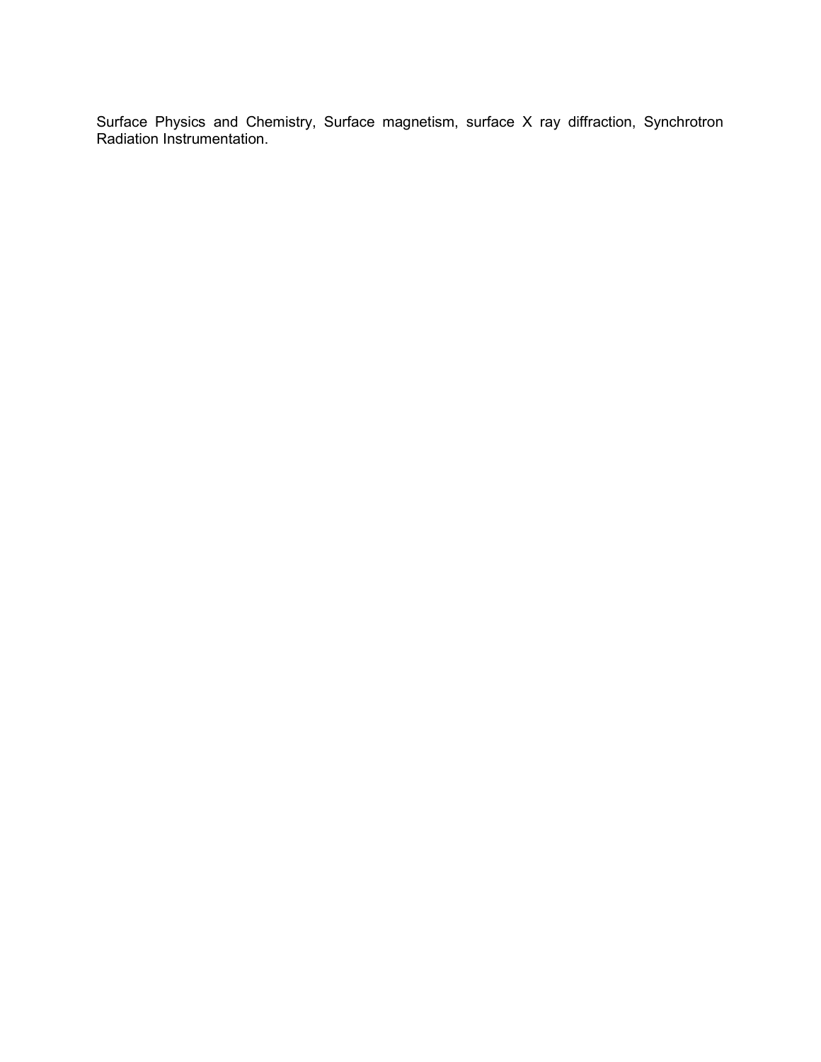Surface Physics and Chemistry, Surface magnetism, surface X ray diffraction, Synchrotron Radiation Instrumentation.